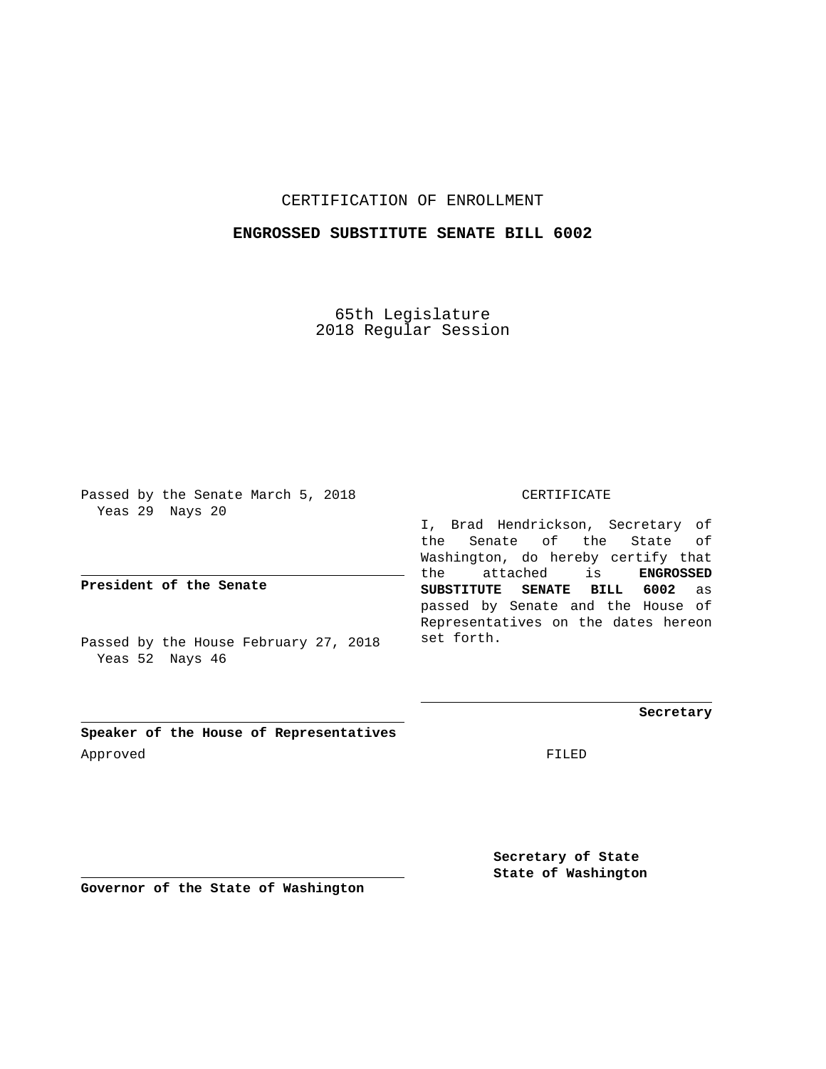CERTIFICATION OF ENROLLMENT

**ENGROSSED SUBSTITUTE SENATE BILL 6002**

65th Legislature
2018 Regular Session

Passed by the Senate March 5, 2018
Yeas 29 Nays 20

**President of the Senate**

Passed by the House February 27, 2018
Yeas 52 Nays 46

**Speaker of the House of Representatives**

Approved

**Governor of the State of Washington**

CERTIFICATE

I, Brad Hendrickson, Secretary of the Senate of the State of Washington, do hereby certify that the attached is **ENGROSSED SUBSTITUTE SENATE BILL 6002** as passed by Senate and the House of Representatives on the dates hereon set forth.

**Secretary**

FILED

**Secretary of State**
**State of Washington**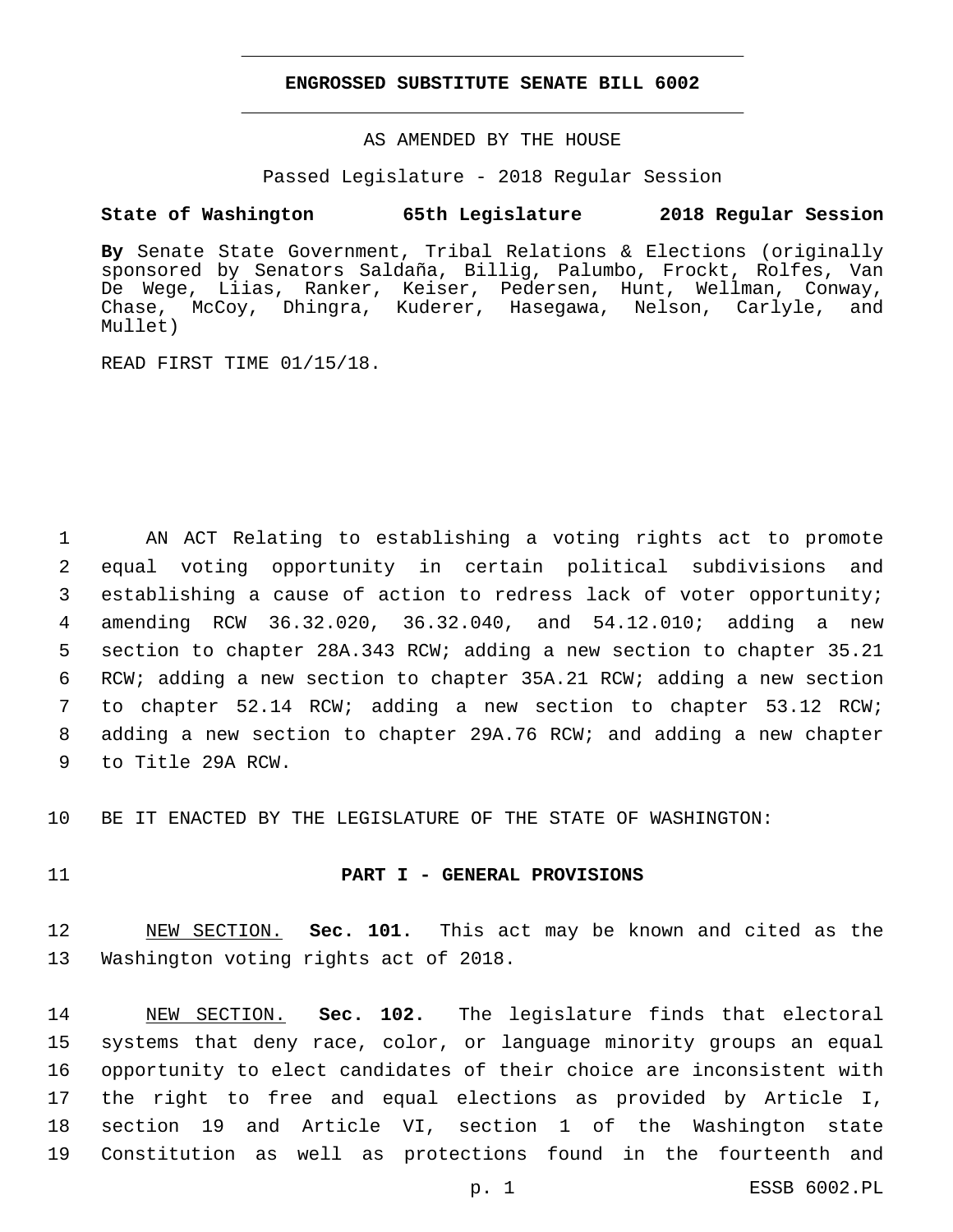**ENGROSSED SUBSTITUTE SENATE BILL 6002**

AS AMENDED BY THE HOUSE

Passed Legislature - 2018 Regular Session

**State of Washington 65th Legislature 2018 Regular Session**

**By** Senate State Government, Tribal Relations & Elections (originally sponsored by Senators Saldaña, Billig, Palumbo, Frockt, Rolfes, Van De Wege, Liias, Ranker, Keiser, Pedersen, Hunt, Wellman, Conway, Chase, McCoy, Dhingra, Kuderer, Hasegawa, Nelson, Carlyle, and Mullet)

READ FIRST TIME 01/15/18.

AN ACT Relating to establishing a voting rights act to promote equal voting opportunity in certain political subdivisions and establishing a cause of action to redress lack of voter opportunity; amending RCW 36.32.020, 36.32.040, and 54.12.010; adding a new section to chapter 28A.343 RCW; adding a new section to chapter 35.21 RCW; adding a new section to chapter 35A.21 RCW; adding a new section to chapter 52.14 RCW; adding a new section to chapter 53.12 RCW; adding a new section to chapter 29A.76 RCW; and adding a new chapter to Title 29A RCW.

BE IT ENACTED BY THE LEGISLATURE OF THE STATE OF WASHINGTON:

## PART I - GENERAL PROVISIONS

NEW SECTION. **Sec. 101.** This act may be known and cited as the Washington voting rights act of 2018.

NEW SECTION. **Sec. 102.** The legislature finds that electoral systems that deny race, color, or language minority groups an equal opportunity to elect candidates of their choice are inconsistent with the right to free and equal elections as provided by Article I, section 19 and Article VI, section 1 of the Washington state Constitution as well as protections found in the fourteenth and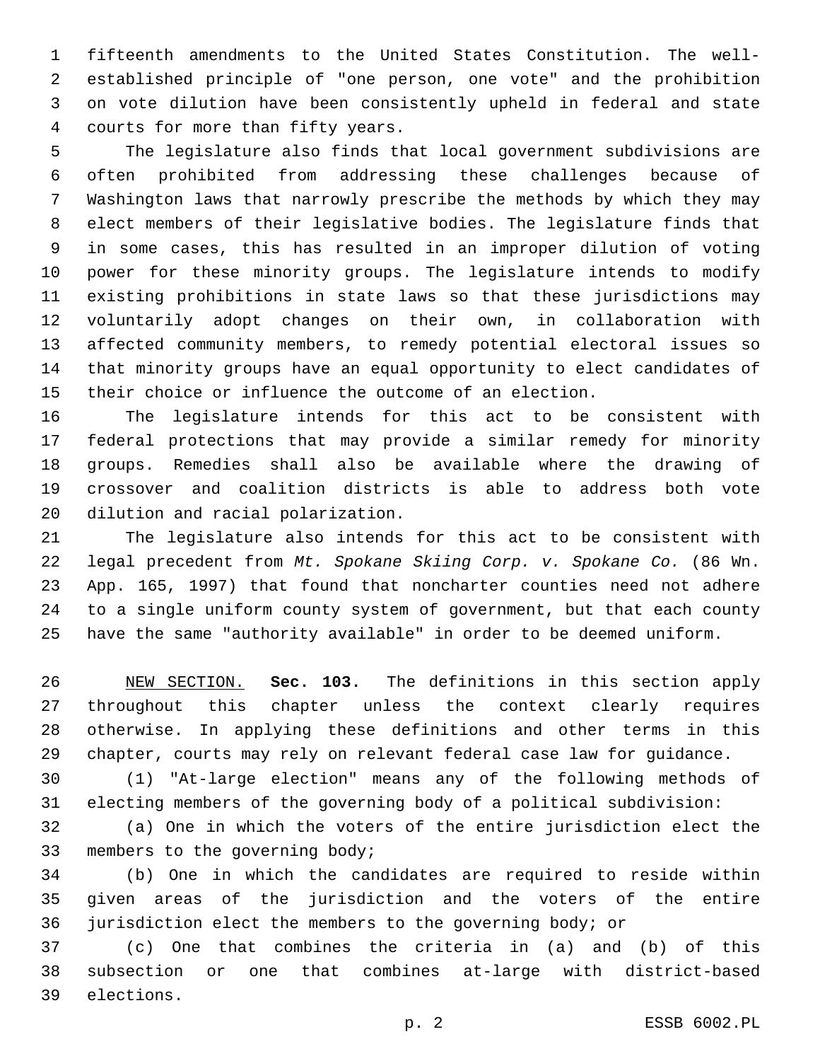fifteenth amendments to the United States Constitution. The well-established principle of "one person, one vote" and the prohibition on vote dilution have been consistently upheld in federal and state courts for more than fifty years.

The legislature also finds that local government subdivisions are often prohibited from addressing these challenges because of Washington laws that narrowly prescribe the methods by which they may elect members of their legislative bodies. The legislature finds that in some cases, this has resulted in an improper dilution of voting power for these minority groups. The legislature intends to modify existing prohibitions in state laws so that these jurisdictions may voluntarily adopt changes on their own, in collaboration with affected community members, to remedy potential electoral issues so that minority groups have an equal opportunity to elect candidates of their choice or influence the outcome of an election.

The legislature intends for this act to be consistent with federal protections that may provide a similar remedy for minority groups. Remedies shall also be available where the drawing of crossover and coalition districts is able to address both vote dilution and racial polarization.

The legislature also intends for this act to be consistent with legal precedent from *Mt. Spokane Skiing Corp. v. Spokane Co.* (86 Wn. App. 165, 1997) that found that noncharter counties need not adhere to a single uniform county system of government, but that each county have the same "authority available" in order to be deemed uniform.

NEW SECTION. **Sec. 103.** The definitions in this section apply throughout this chapter unless the context clearly requires otherwise. In applying these definitions and other terms in this chapter, courts may rely on relevant federal case law for guidance.

(1) "At-large election" means any of the following methods of electing members of the governing body of a political subdivision:

(a) One in which the voters of the entire jurisdiction elect the members to the governing body;

(b) One in which the candidates are required to reside within given areas of the jurisdiction and the voters of the entire jurisdiction elect the members to the governing body; or

(c) One that combines the criteria in (a) and (b) of this subsection or one that combines at-large with district-based elections.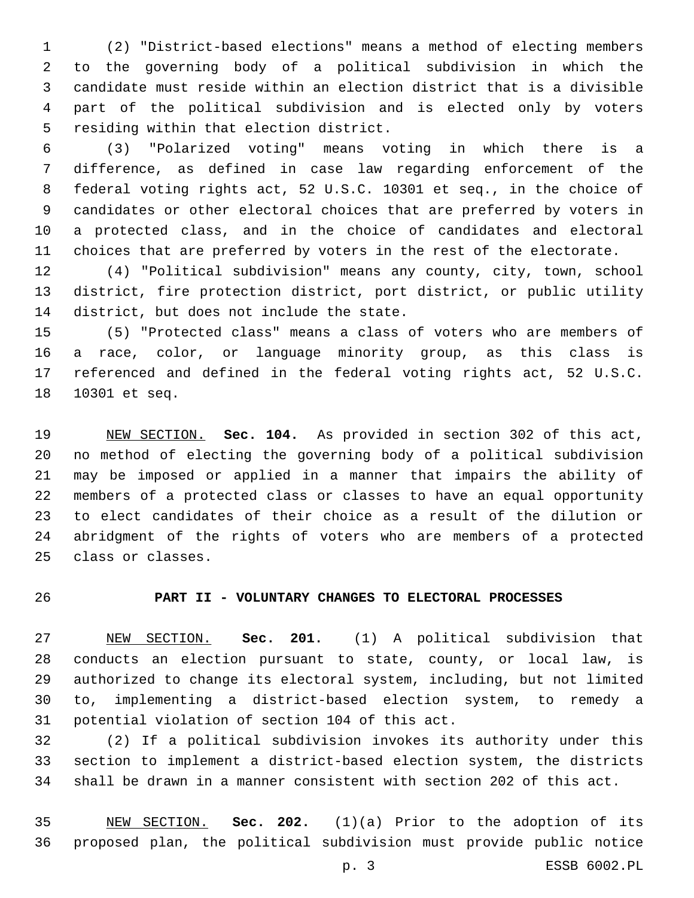(2) "District-based elections" means a method of electing members to the governing body of a political subdivision in which the candidate must reside within an election district that is a divisible part of the political subdivision and is elected only by voters residing within that election district.

(3) "Polarized voting" means voting in which there is a difference, as defined in case law regarding enforcement of the federal voting rights act, 52 U.S.C. 10301 et seq., in the choice of candidates or other electoral choices that are preferred by voters in a protected class, and in the choice of candidates and electoral choices that are preferred by voters in the rest of the electorate.

(4) "Political subdivision" means any county, city, town, school district, fire protection district, port district, or public utility district, but does not include the state.

(5) "Protected class" means a class of voters who are members of a race, color, or language minority group, as this class is referenced and defined in the federal voting rights act, 52 U.S.C. 10301 et seq.

NEW SECTION. **Sec. 104.** As provided in section 302 of this act, no method of electing the governing body of a political subdivision may be imposed or applied in a manner that impairs the ability of members of a protected class or classes to have an equal opportunity to elect candidates of their choice as a result of the dilution or abridgment of the rights of voters who are members of a protected class or classes.

## PART II - VOLUNTARY CHANGES TO ELECTORAL PROCESSES

NEW SECTION. **Sec. 201.** (1) A political subdivision that conducts an election pursuant to state, county, or local law, is authorized to change its electoral system, including, but not limited to, implementing a district-based election system, to remedy a potential violation of section 104 of this act.

(2) If a political subdivision invokes its authority under this section to implement a district-based election system, the districts shall be drawn in a manner consistent with section 202 of this act.

NEW SECTION. **Sec. 202.** (1)(a) Prior to the adoption of its proposed plan, the political subdivision must provide public notice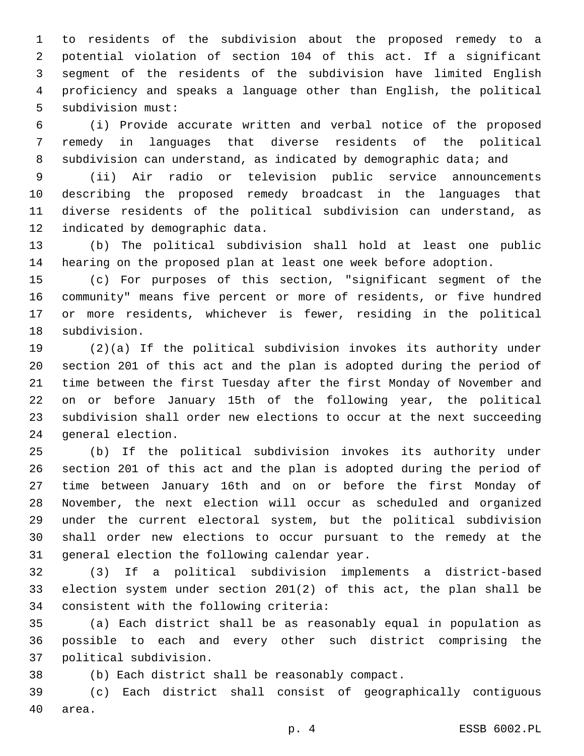to residents of the subdivision about the proposed remedy to a potential violation of section 104 of this act. If a significant segment of the residents of the subdivision have limited English proficiency and speaks a language other than English, the political subdivision must:

(i) Provide accurate written and verbal notice of the proposed remedy in languages that diverse residents of the political subdivision can understand, as indicated by demographic data; and

(ii) Air radio or television public service announcements describing the proposed remedy broadcast in the languages that diverse residents of the political subdivision can understand, as indicated by demographic data.

(b) The political subdivision shall hold at least one public hearing on the proposed plan at least one week before adoption.

(c) For purposes of this section, "significant segment of the community" means five percent or more of residents, or five hundred or more residents, whichever is fewer, residing in the political subdivision.

(2)(a) If the political subdivision invokes its authority under section 201 of this act and the plan is adopted during the period of time between the first Tuesday after the first Monday of November and on or before January 15th of the following year, the political subdivision shall order new elections to occur at the next succeeding general election.

(b) If the political subdivision invokes its authority under section 201 of this act and the plan is adopted during the period of time between January 16th and on or before the first Monday of November, the next election will occur as scheduled and organized under the current electoral system, but the political subdivision shall order new elections to occur pursuant to the remedy at the general election the following calendar year.

(3) If a political subdivision implements a district-based election system under section 201(2) of this act, the plan shall be consistent with the following criteria:

(a) Each district shall be as reasonably equal in population as possible to each and every other such district comprising the political subdivision.

(b) Each district shall be reasonably compact.

(c) Each district shall consist of geographically contiguous area.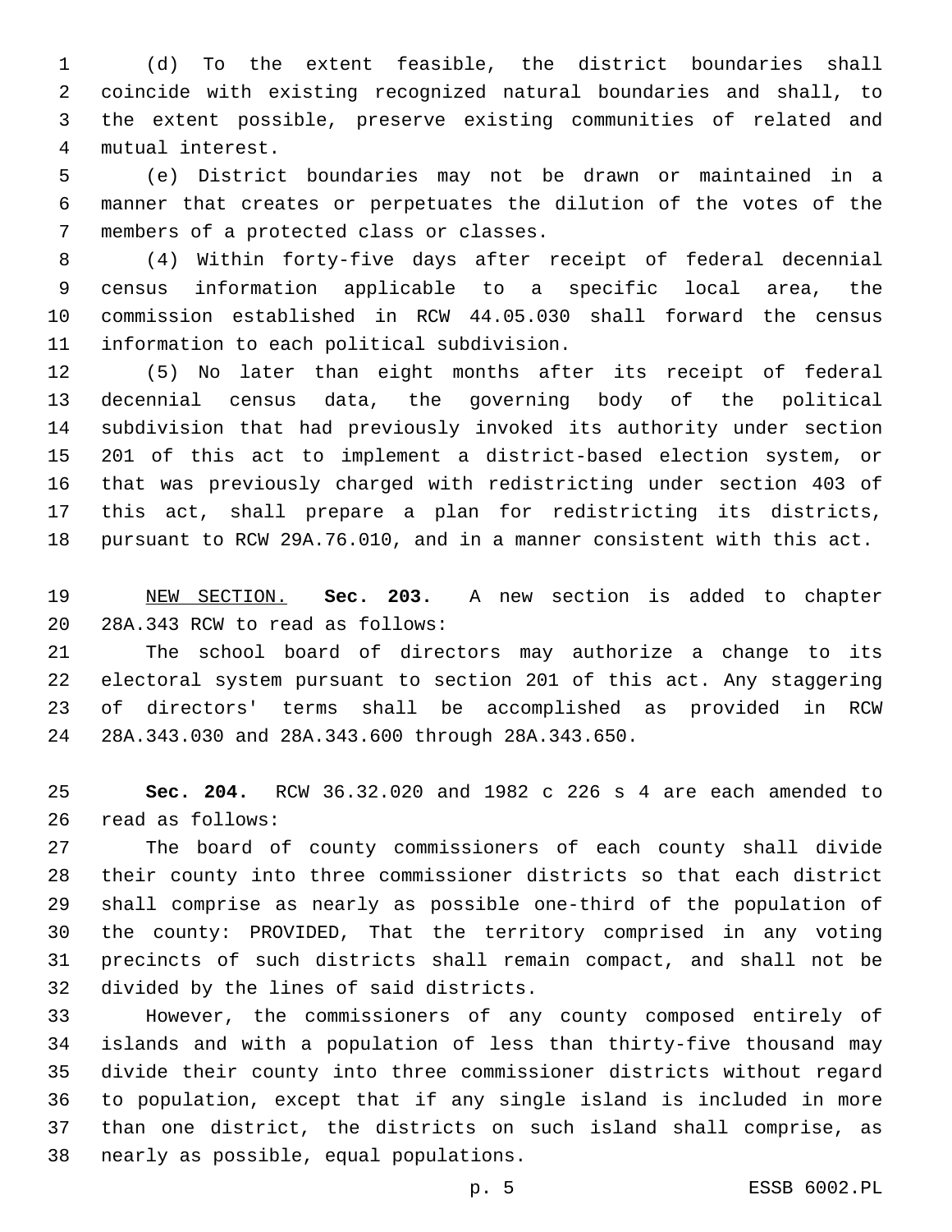(d) To the extent feasible, the district boundaries shall coincide with existing recognized natural boundaries and shall, to the extent possible, preserve existing communities of related and mutual interest.

(e) District boundaries may not be drawn or maintained in a manner that creates or perpetuates the dilution of the votes of the members of a protected class or classes.

(4) Within forty-five days after receipt of federal decennial census information applicable to a specific local area, the commission established in RCW 44.05.030 shall forward the census information to each political subdivision.

(5) No later than eight months after its receipt of federal decennial census data, the governing body of the political subdivision that had previously invoked its authority under section 201 of this act to implement a district-based election system, or that was previously charged with redistricting under section 403 of this act, shall prepare a plan for redistricting its districts, pursuant to RCW 29A.76.010, and in a manner consistent with this act.

NEW SECTION. **Sec. 203.** A new section is added to chapter 28A.343 RCW to read as follows:

The school board of directors may authorize a change to its electoral system pursuant to section 201 of this act. Any staggering of directors' terms shall be accomplished as provided in RCW 28A.343.030 and 28A.343.600 through 28A.343.650.

**Sec. 204.** RCW 36.32.020 and 1982 c 226 s 4 are each amended to read as follows:

The board of county commissioners of each county shall divide their county into three commissioner districts so that each district shall comprise as nearly as possible one-third of the population of the county: PROVIDED, That the territory comprised in any voting precincts of such districts shall remain compact, and shall not be divided by the lines of said districts.

However, the commissioners of any county composed entirely of islands and with a population of less than thirty-five thousand may divide their county into three commissioner districts without regard to population, except that if any single island is included in more than one district, the districts on such island shall comprise, as nearly as possible, equal populations.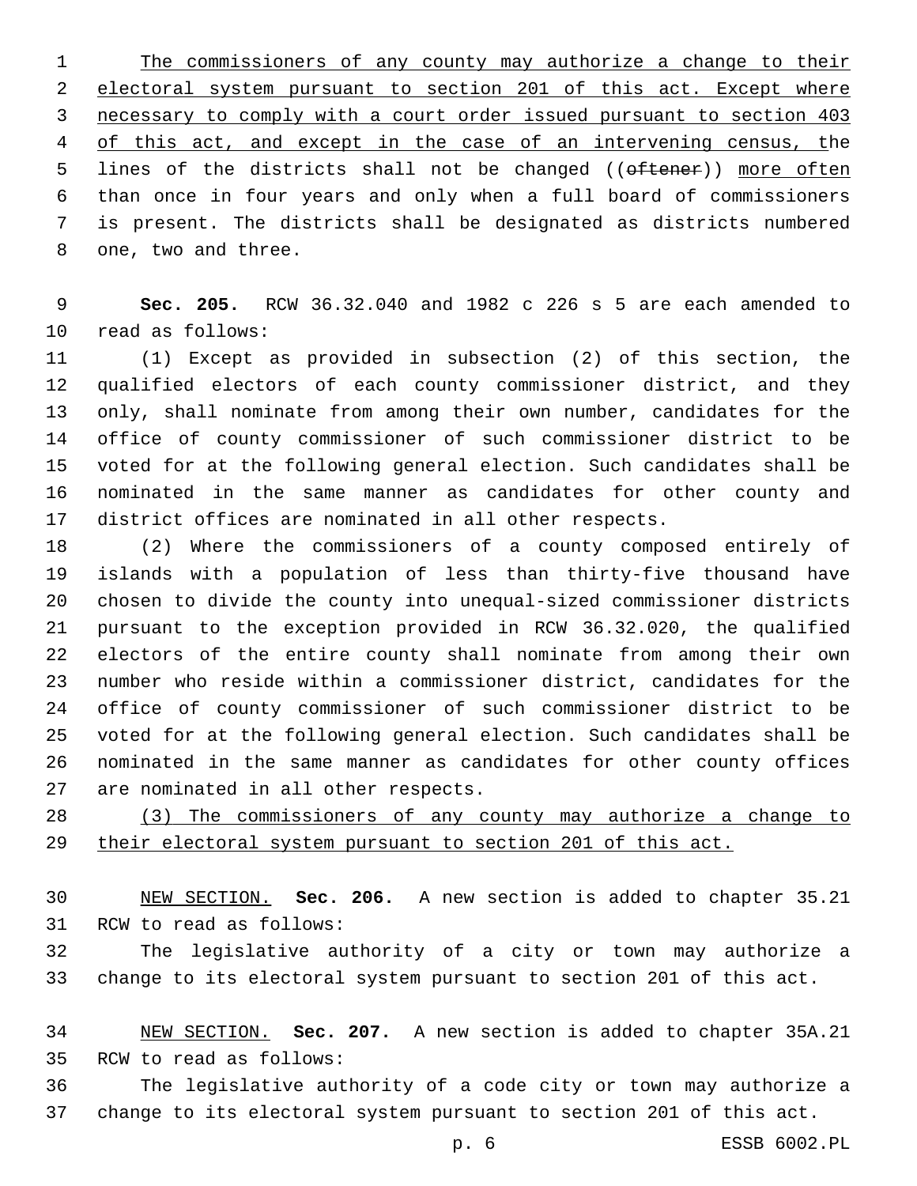The commissioners of any county may authorize a change to their electoral system pursuant to section 201 of this act. Except where necessary to comply with a court order issued pursuant to section 403 of this act, and except in the case of an intervening census, the lines of the districts shall not be changed ((~~oftener~~)) more often than once in four years and only when a full board of commissioners is present. The districts shall be designated as districts numbered one, two and three.

**Sec. 205.** RCW 36.32.040 and 1982 c 226 s 5 are each amended to read as follows:

(1) Except as provided in subsection (2) of this section, the qualified electors of each county commissioner district, and they only, shall nominate from among their own number, candidates for the office of county commissioner of such commissioner district to be voted for at the following general election. Such candidates shall be nominated in the same manner as candidates for other county and district offices are nominated in all other respects.

(2) Where the commissioners of a county composed entirely of islands with a population of less than thirty-five thousand have chosen to divide the county into unequal-sized commissioner districts pursuant to the exception provided in RCW 36.32.020, the qualified electors of the entire county shall nominate from among their own number who reside within a commissioner district, candidates for the office of county commissioner of such commissioner district to be voted for at the following general election. Such candidates shall be nominated in the same manner as candidates for other county offices are nominated in all other respects.

(3) The commissioners of any county may authorize a change to their electoral system pursuant to section 201 of this act.

NEW SECTION. **Sec. 206.** A new section is added to chapter 35.21 RCW to read as follows:

The legislative authority of a city or town may authorize a change to its electoral system pursuant to section 201 of this act.

NEW SECTION. **Sec. 207.** A new section is added to chapter 35A.21 RCW to read as follows:

The legislative authority of a code city or town may authorize a change to its electoral system pursuant to section 201 of this act.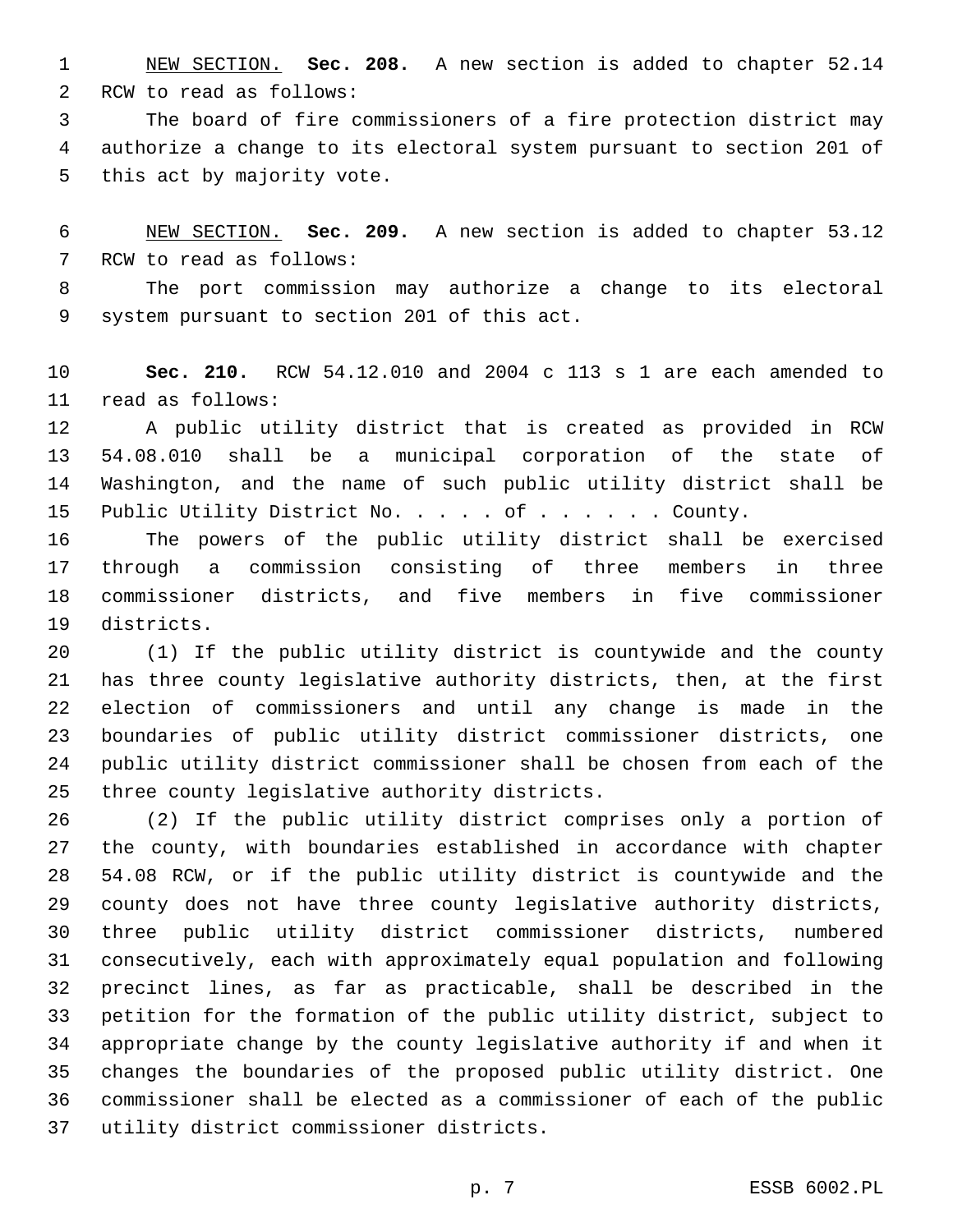NEW SECTION. **Sec. 208.** A new section is added to chapter 52.14 RCW to read as follows:

The board of fire commissioners of a fire protection district may authorize a change to its electoral system pursuant to section 201 of this act by majority vote.

NEW SECTION. **Sec. 209.** A new section is added to chapter 53.12 RCW to read as follows:

The port commission may authorize a change to its electoral system pursuant to section 201 of this act.

**Sec. 210.** RCW 54.12.010 and 2004 c 113 s 1 are each amended to read as follows:

A public utility district that is created as provided in RCW 54.08.010 shall be a municipal corporation of the state of Washington, and the name of such public utility district shall be Public Utility District No. . . . . of . . . . . . County.

The powers of the public utility district shall be exercised through a commission consisting of three members in three commissioner districts, and five members in five commissioner districts.

(1) If the public utility district is countywide and the county has three county legislative authority districts, then, at the first election of commissioners and until any change is made in the boundaries of public utility district commissioner districts, one public utility district commissioner shall be chosen from each of the three county legislative authority districts.

(2) If the public utility district comprises only a portion of the county, with boundaries established in accordance with chapter 54.08 RCW, or if the public utility district is countywide and the county does not have three county legislative authority districts, three public utility district commissioner districts, numbered consecutively, each with approximately equal population and following precinct lines, as far as practicable, shall be described in the petition for the formation of the public utility district, subject to appropriate change by the county legislative authority if and when it changes the boundaries of the proposed public utility district. One commissioner shall be elected as a commissioner of each of the public utility district commissioner districts.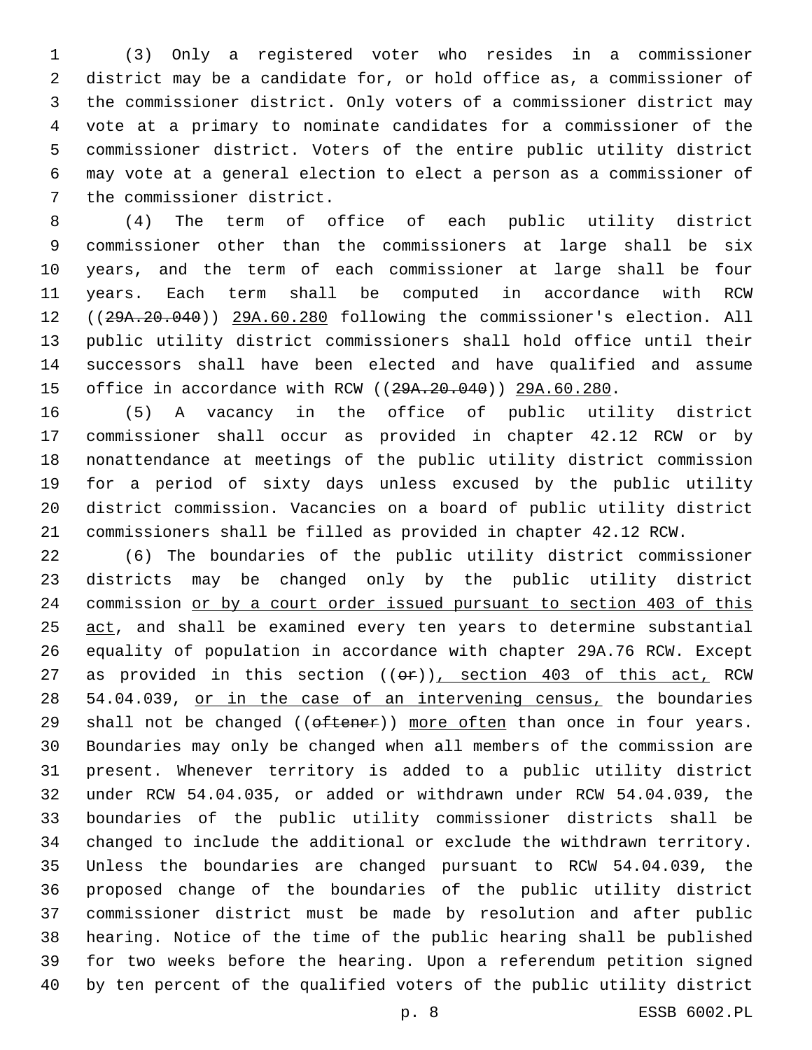(3) Only a registered voter who resides in a commissioner district may be a candidate for, or hold office as, a commissioner of the commissioner district. Only voters of a commissioner district may vote at a primary to nominate candidates for a commissioner of the commissioner district. Voters of the entire public utility district may vote at a general election to elect a person as a commissioner of the commissioner district.

(4) The term of office of each public utility district commissioner other than the commissioners at large shall be six years, and the term of each commissioner at large shall be four years. Each term shall be computed in accordance with RCW ((~~29A.20.040~~)) 29A.60.280 following the commissioner's election. All public utility district commissioners shall hold office until their successors shall have been elected and have qualified and assume office in accordance with RCW ((~~29A.20.040~~)) 29A.60.280.

(5) A vacancy in the office of public utility district commissioner shall occur as provided in chapter 42.12 RCW or by nonattendance at meetings of the public utility district commission for a period of sixty days unless excused by the public utility district commission. Vacancies on a board of public utility district commissioners shall be filled as provided in chapter 42.12 RCW.

(6) The boundaries of the public utility district commissioner districts may be changed only by the public utility district commission or by a court order issued pursuant to section 403 of this act, and shall be examined every ten years to determine substantial equality of population in accordance with chapter 29A.76 RCW. Except as provided in this section ((~~or~~)), section 403 of this act, RCW 54.04.039, or in the case of an intervening census, the boundaries shall not be changed ((~~oftener~~)) more often than once in four years. Boundaries may only be changed when all members of the commission are present. Whenever territory is added to a public utility district under RCW 54.04.035, or added or withdrawn under RCW 54.04.039, the boundaries of the public utility commissioner districts shall be changed to include the additional or exclude the withdrawn territory. Unless the boundaries are changed pursuant to RCW 54.04.039, the proposed change of the boundaries of the public utility district commissioner district must be made by resolution and after public hearing. Notice of the time of the public hearing shall be published for two weeks before the hearing. Upon a referendum petition signed by ten percent of the qualified voters of the public utility district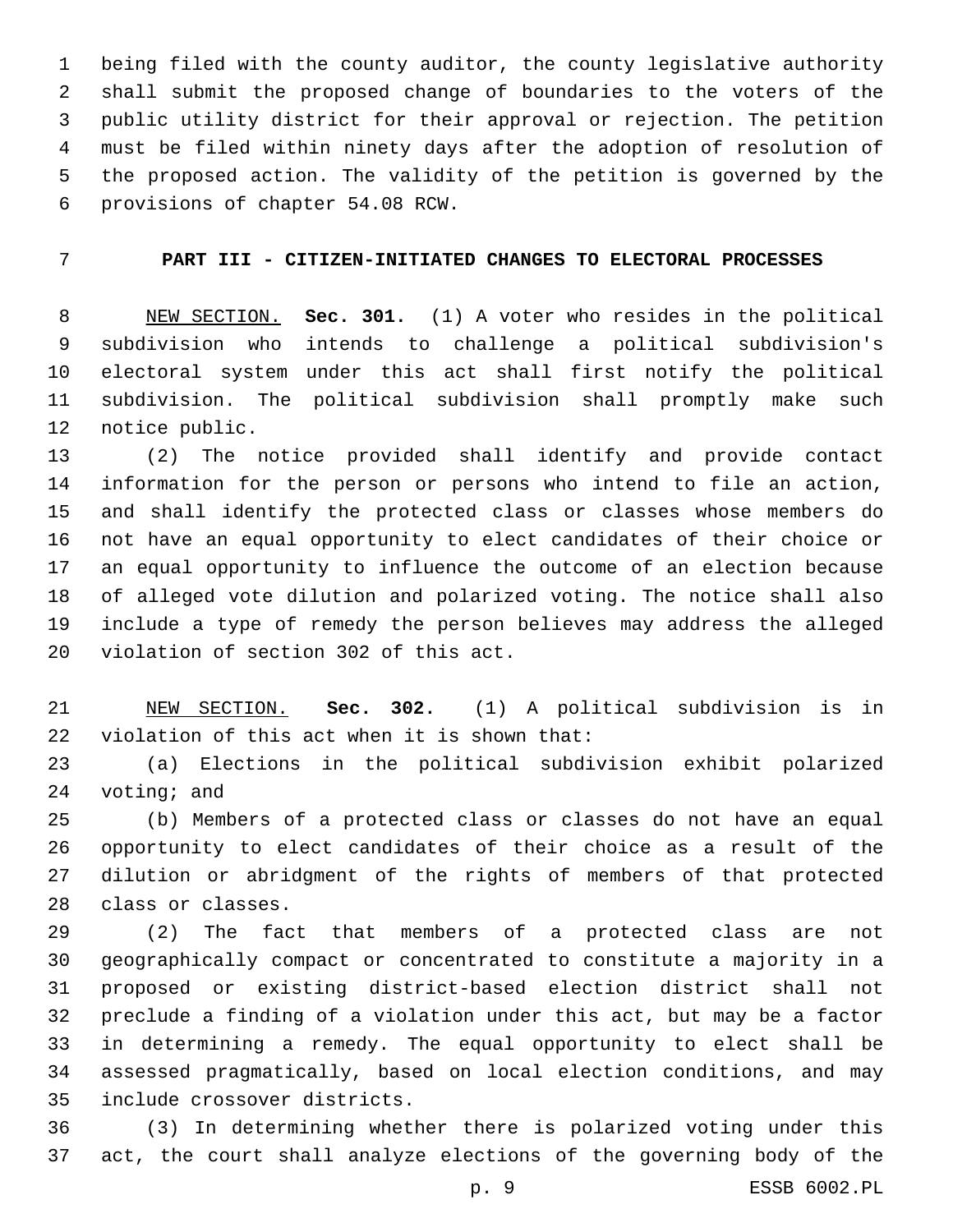being filed with the county auditor, the county legislative authority shall submit the proposed change of boundaries to the voters of the public utility district for their approval or rejection. The petition must be filed within ninety days after the adoption of resolution of the proposed action. The validity of the petition is governed by the provisions of chapter 54.08 RCW.

## PART III - CITIZEN-INITIATED CHANGES TO ELECTORAL PROCESSES

NEW SECTION. **Sec. 301.** (1) A voter who resides in the political subdivision who intends to challenge a political subdivision's electoral system under this act shall first notify the political subdivision. The political subdivision shall promptly make such notice public.

(2) The notice provided shall identify and provide contact information for the person or persons who intend to file an action, and shall identify the protected class or classes whose members do not have an equal opportunity to elect candidates of their choice or an equal opportunity to influence the outcome of an election because of alleged vote dilution and polarized voting. The notice shall also include a type of remedy the person believes may address the alleged violation of section 302 of this act.

NEW SECTION. **Sec. 302.** (1) A political subdivision is in violation of this act when it is shown that:

(a) Elections in the political subdivision exhibit polarized voting; and

(b) Members of a protected class or classes do not have an equal opportunity to elect candidates of their choice as a result of the dilution or abridgment of the rights of members of that protected class or classes.

(2) The fact that members of a protected class are not geographically compact or concentrated to constitute a majority in a proposed or existing district-based election district shall not preclude a finding of a violation under this act, but may be a factor in determining a remedy. The equal opportunity to elect shall be assessed pragmatically, based on local election conditions, and may include crossover districts.

(3) In determining whether there is polarized voting under this act, the court shall analyze elections of the governing body of the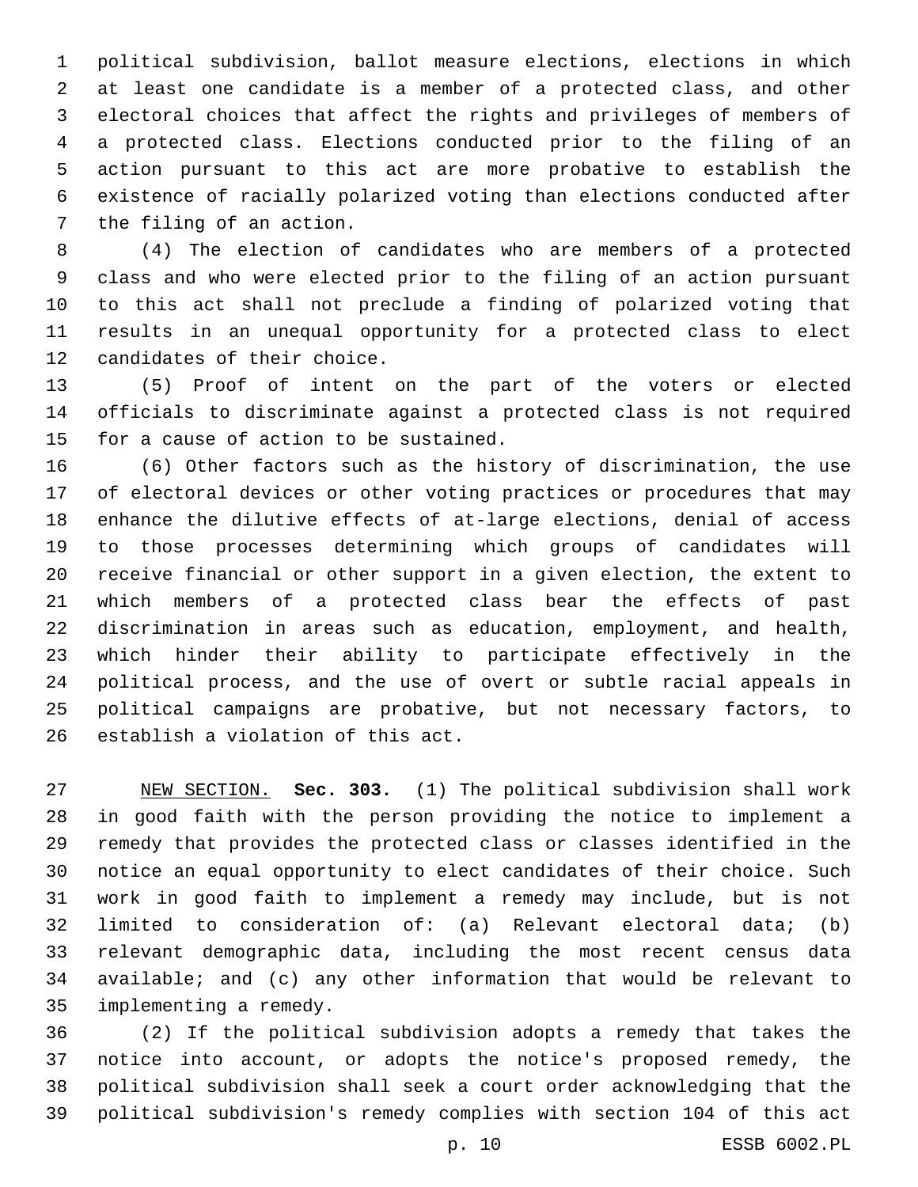political subdivision, ballot measure elections, elections in which at least one candidate is a member of a protected class, and other electoral choices that affect the rights and privileges of members of a protected class. Elections conducted prior to the filing of an action pursuant to this act are more probative to establish the existence of racially polarized voting than elections conducted after the filing of an action.

(4) The election of candidates who are members of a protected class and who were elected prior to the filing of an action pursuant to this act shall not preclude a finding of polarized voting that results in an unequal opportunity for a protected class to elect candidates of their choice.

(5) Proof of intent on the part of the voters or elected officials to discriminate against a protected class is not required for a cause of action to be sustained.

(6) Other factors such as the history of discrimination, the use of electoral devices or other voting practices or procedures that may enhance the dilutive effects of at-large elections, denial of access to those processes determining which groups of candidates will receive financial or other support in a given election, the extent to which members of a protected class bear the effects of past discrimination in areas such as education, employment, and health, which hinder their ability to participate effectively in the political process, and the use of overt or subtle racial appeals in political campaigns are probative, but not necessary factors, to establish a violation of this act.

NEW SECTION. **Sec. 303.** (1) The political subdivision shall work in good faith with the person providing the notice to implement a remedy that provides the protected class or classes identified in the notice an equal opportunity to elect candidates of their choice. Such work in good faith to implement a remedy may include, but is not limited to consideration of: (a) Relevant electoral data; (b) relevant demographic data, including the most recent census data available; and (c) any other information that would be relevant to implementing a remedy.

(2) If the political subdivision adopts a remedy that takes the notice into account, or adopts the notice's proposed remedy, the political subdivision shall seek a court order acknowledging that the political subdivision's remedy complies with section 104 of this act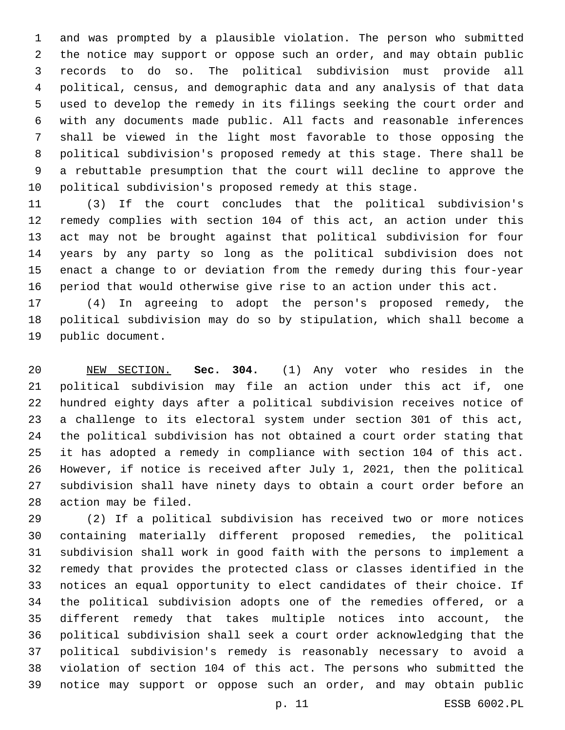and was prompted by a plausible violation. The person who submitted the notice may support or oppose such an order, and may obtain public records to do so. The political subdivision must provide all political, census, and demographic data and any analysis of that data used to develop the remedy in its filings seeking the court order and with any documents made public. All facts and reasonable inferences shall be viewed in the light most favorable to those opposing the political subdivision's proposed remedy at this stage. There shall be a rebuttable presumption that the court will decline to approve the political subdivision's proposed remedy at this stage.

(3) If the court concludes that the political subdivision's remedy complies with section 104 of this act, an action under this act may not be brought against that political subdivision for four years by any party so long as the political subdivision does not enact a change to or deviation from the remedy during this four-year period that would otherwise give rise to an action under this act.

(4) In agreeing to adopt the person's proposed remedy, the political subdivision may do so by stipulation, which shall become a public document.

NEW SECTION. **Sec. 304.** (1) Any voter who resides in the political subdivision may file an action under this act if, one hundred eighty days after a political subdivision receives notice of a challenge to its electoral system under section 301 of this act, the political subdivision has not obtained a court order stating that it has adopted a remedy in compliance with section 104 of this act. However, if notice is received after July 1, 2021, then the political subdivision shall have ninety days to obtain a court order before an action may be filed.

(2) If a political subdivision has received two or more notices containing materially different proposed remedies, the political subdivision shall work in good faith with the persons to implement a remedy that provides the protected class or classes identified in the notices an equal opportunity to elect candidates of their choice. If the political subdivision adopts one of the remedies offered, or a different remedy that takes multiple notices into account, the political subdivision shall seek a court order acknowledging that the political subdivision's remedy is reasonably necessary to avoid a violation of section 104 of this act. The persons who submitted the notice may support or oppose such an order, and may obtain public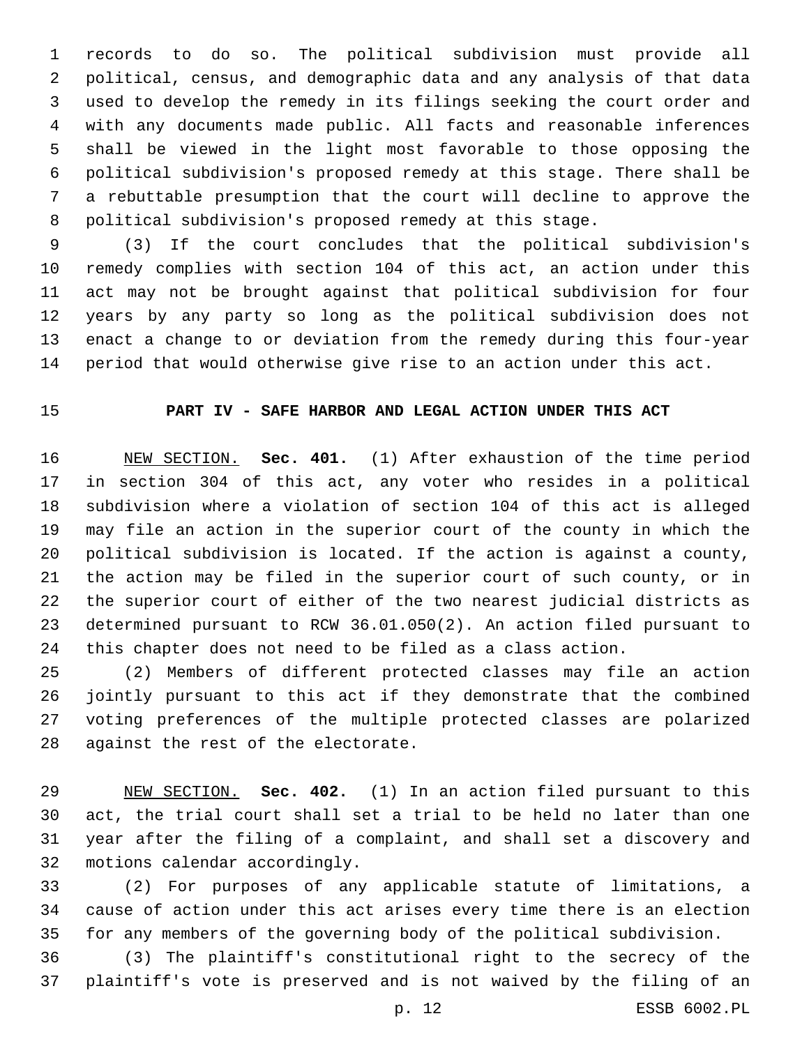records to do so. The political subdivision must provide all political, census, and demographic data and any analysis of that data used to develop the remedy in its filings seeking the court order and with any documents made public. All facts and reasonable inferences shall be viewed in the light most favorable to those opposing the political subdivision's proposed remedy at this stage. There shall be a rebuttable presumption that the court will decline to approve the political subdivision's proposed remedy at this stage.

(3) If the court concludes that the political subdivision's remedy complies with section 104 of this act, an action under this act may not be brought against that political subdivision for four years by any party so long as the political subdivision does not enact a change to or deviation from the remedy during this four-year period that would otherwise give rise to an action under this act.

## PART IV - SAFE HARBOR AND LEGAL ACTION UNDER THIS ACT

NEW SECTION. **Sec. 401.** (1) After exhaustion of the time period in section 304 of this act, any voter who resides in a political subdivision where a violation of section 104 of this act is alleged may file an action in the superior court of the county in which the political subdivision is located. If the action is against a county, the action may be filed in the superior court of such county, or in the superior court of either of the two nearest judicial districts as determined pursuant to RCW 36.01.050(2). An action filed pursuant to this chapter does not need to be filed as a class action.

(2) Members of different protected classes may file an action jointly pursuant to this act if they demonstrate that the combined voting preferences of the multiple protected classes are polarized against the rest of the electorate.

NEW SECTION. **Sec. 402.** (1) In an action filed pursuant to this act, the trial court shall set a trial to be held no later than one year after the filing of a complaint, and shall set a discovery and motions calendar accordingly.

(2) For purposes of any applicable statute of limitations, a cause of action under this act arises every time there is an election for any members of the governing body of the political subdivision.

(3) The plaintiff's constitutional right to the secrecy of the plaintiff's vote is preserved and is not waived by the filing of an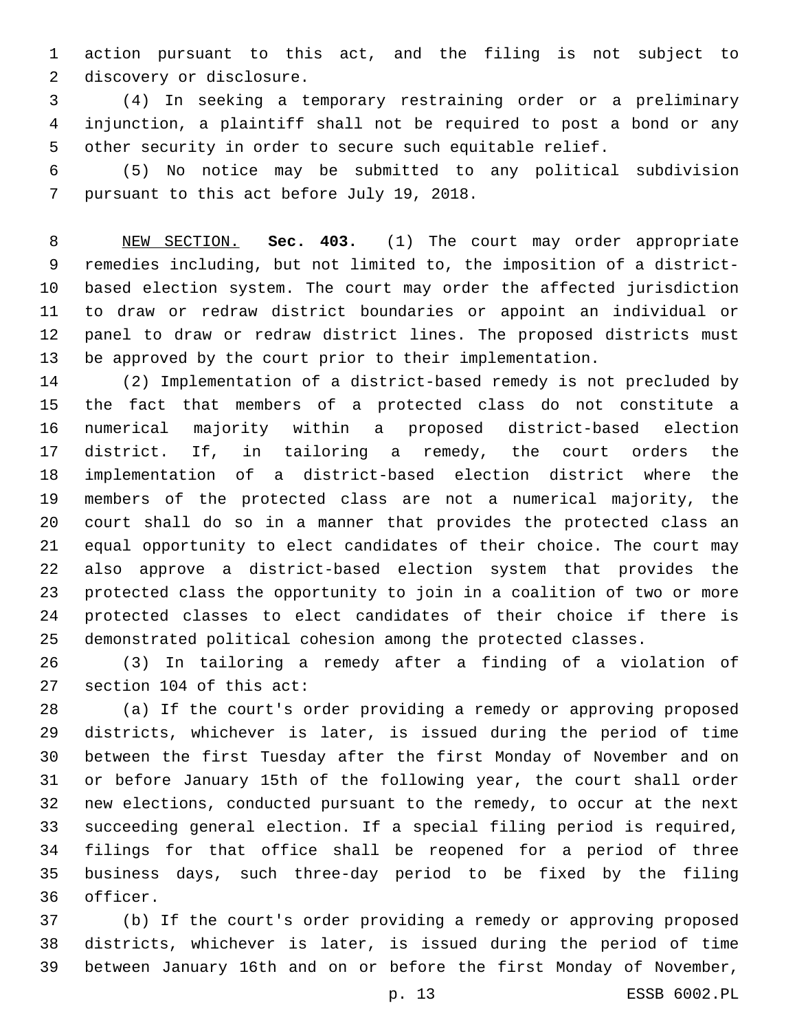action pursuant to this act, and the filing is not subject to discovery or disclosure.

(4) In seeking a temporary restraining order or a preliminary injunction, a plaintiff shall not be required to post a bond or any other security in order to secure such equitable relief.

(5) No notice may be submitted to any political subdivision pursuant to this act before July 19, 2018.

NEW SECTION. **Sec. 403.** (1) The court may order appropriate remedies including, but not limited to, the imposition of a district-based election system. The court may order the affected jurisdiction to draw or redraw district boundaries or appoint an individual or panel to draw or redraw district lines. The proposed districts must be approved by the court prior to their implementation.

(2) Implementation of a district-based remedy is not precluded by the fact that members of a protected class do not constitute a numerical majority within a proposed district-based election district. If, in tailoring a remedy, the court orders the implementation of a district-based election district where the members of the protected class are not a numerical majority, the court shall do so in a manner that provides the protected class an equal opportunity to elect candidates of their choice. The court may also approve a district-based election system that provides the protected class the opportunity to join in a coalition of two or more protected classes to elect candidates of their choice if there is demonstrated political cohesion among the protected classes.

(3) In tailoring a remedy after a finding of a violation of section 104 of this act:

(a) If the court's order providing a remedy or approving proposed districts, whichever is later, is issued during the period of time between the first Tuesday after the first Monday of November and on or before January 15th of the following year, the court shall order new elections, conducted pursuant to the remedy, to occur at the next succeeding general election. If a special filing period is required, filings for that office shall be reopened for a period of three business days, such three-day period to be fixed by the filing officer.

(b) If the court's order providing a remedy or approving proposed districts, whichever is later, is issued during the period of time between January 16th and on or before the first Monday of November,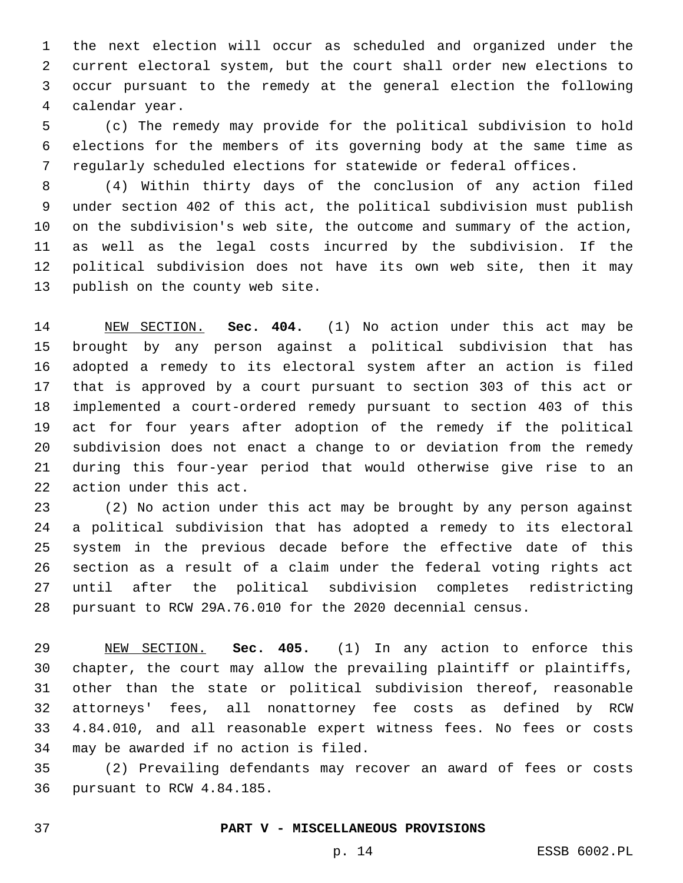the next election will occur as scheduled and organized under the current electoral system, but the court shall order new elections to occur pursuant to the remedy at the general election the following calendar year.

(c) The remedy may provide for the political subdivision to hold elections for the members of its governing body at the same time as regularly scheduled elections for statewide or federal offices.

(4) Within thirty days of the conclusion of any action filed under section 402 of this act, the political subdivision must publish on the subdivision's web site, the outcome and summary of the action, as well as the legal costs incurred by the subdivision. If the political subdivision does not have its own web site, then it may publish on the county web site.

NEW SECTION. **Sec. 404.** (1) No action under this act may be brought by any person against a political subdivision that has adopted a remedy to its electoral system after an action is filed that is approved by a court pursuant to section 303 of this act or implemented a court-ordered remedy pursuant to section 403 of this act for four years after adoption of the remedy if the political subdivision does not enact a change to or deviation from the remedy during this four-year period that would otherwise give rise to an action under this act.

(2) No action under this act may be brought by any person against a political subdivision that has adopted a remedy to its electoral system in the previous decade before the effective date of this section as a result of a claim under the federal voting rights act until after the political subdivision completes redistricting pursuant to RCW 29A.76.010 for the 2020 decennial census.

NEW SECTION. **Sec. 405.** (1) In any action to enforce this chapter, the court may allow the prevailing plaintiff or plaintiffs, other than the state or political subdivision thereof, reasonable attorneys' fees, all nonattorney fee costs as defined by RCW 4.84.010, and all reasonable expert witness fees. No fees or costs may be awarded if no action is filed.

(2) Prevailing defendants may recover an award of fees or costs pursuant to RCW 4.84.185.

**PART V - MISCELLANEOUS PROVISIONS**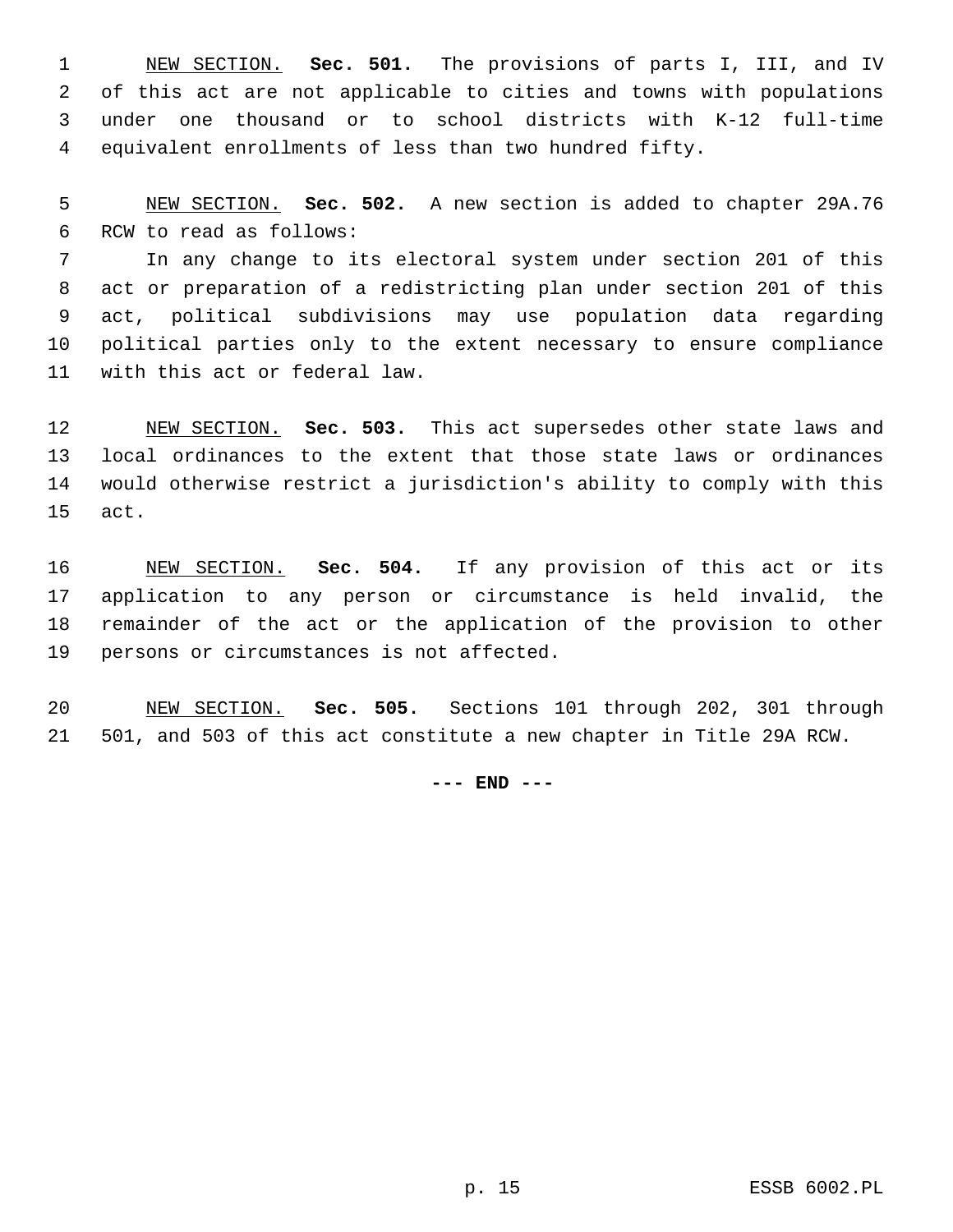NEW SECTION. **Sec. 501.** The provisions of parts I, III, and IV of this act are not applicable to cities and towns with populations under one thousand or to school districts with K-12 full-time equivalent enrollments of less than two hundred fifty.

NEW SECTION. **Sec. 502.** A new section is added to chapter 29A.76 RCW to read as follows:

In any change to its electoral system under section 201 of this act or preparation of a redistricting plan under section 201 of this act, political subdivisions may use population data regarding political parties only to the extent necessary to ensure compliance with this act or federal law.

NEW SECTION. **Sec. 503.** This act supersedes other state laws and local ordinances to the extent that those state laws or ordinances would otherwise restrict a jurisdiction's ability to comply with this act.

NEW SECTION. **Sec. 504.** If any provision of this act or its application to any person or circumstance is held invalid, the remainder of the act or the application of the provision to other persons or circumstances is not affected.

NEW SECTION. **Sec. 505.** Sections 101 through 202, 301 through 501, and 503 of this act constitute a new chapter in Title 29A RCW.

**--- END ---**